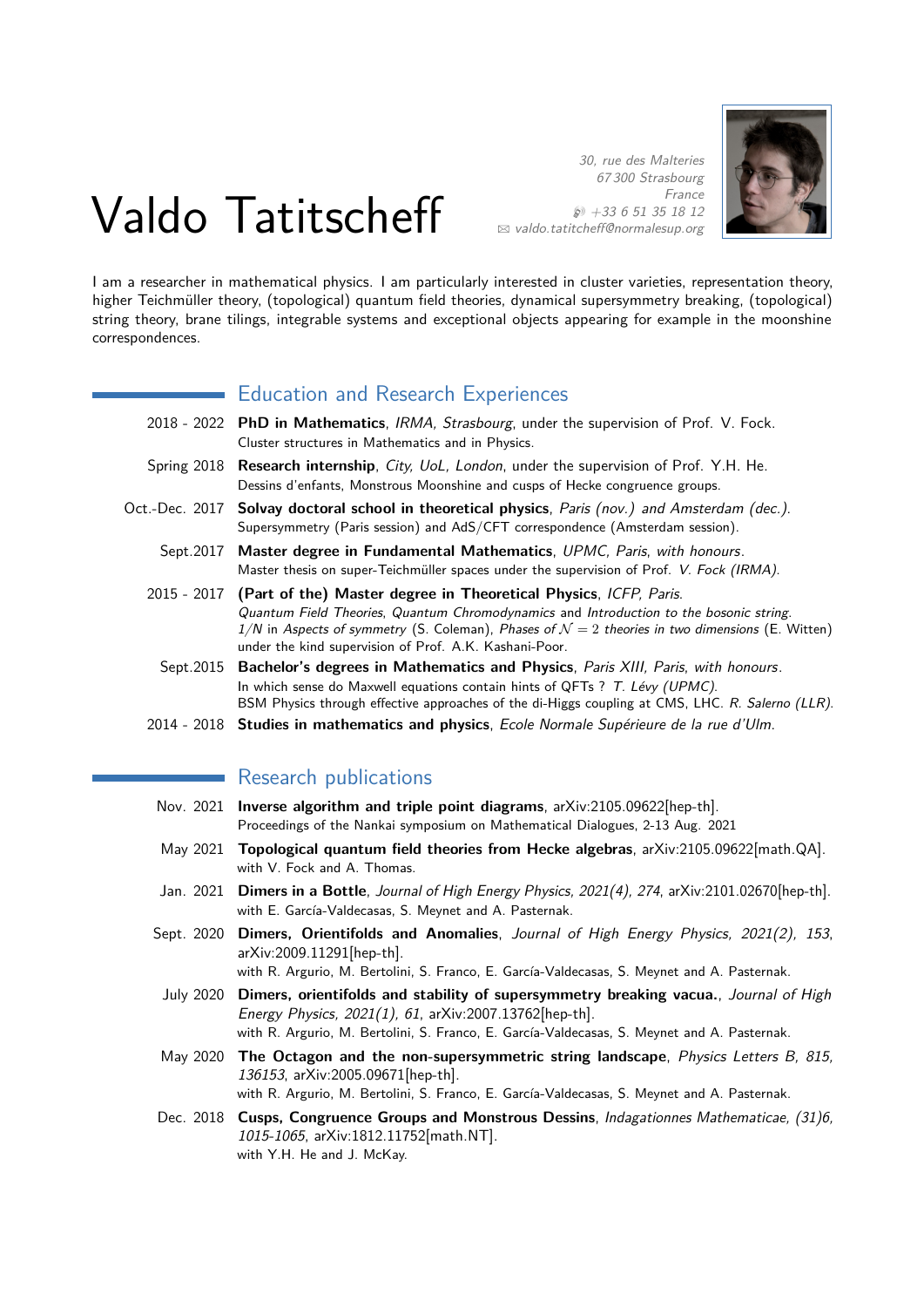# Valdo Tatitscheff

30, rue des Malteries
67 300 Strasbourg
France
+33 6 51 35 18 12
valdo.tatitscheff@normalesup.org

I am a researcher in mathematical physics. I am particularly interested in cluster varieties, representation theory, higher Teichmüller theory, (topological) quantum field theories, dynamical supersymmetry breaking, (topological) string theory, brane tilings, integrable systems and exceptional objects appearing for example in the moonshine correspondences.

## Education and Research Experiences

- **2018 - 2022** — **PhD in Mathematics**, *IRMA, Strasbourg*, under the supervision of Prof. V. Fock.
  Cluster structures in Mathematics and in Physics.
- **Spring 2018** — **Research internship**, *City, UoL, London*, under the supervision of Prof. Y.H. He.
  Dessins d'enfants, Monstrous Moonshine and cusps of Hecke congruence groups.
- **Oct.-Dec. 2017** — **Solvay doctoral school in theoretical physics**, *Paris (nov.) and Amsterdam (dec.)*.
  Supersymmetry (Paris session) and AdS/CFT correspondence (Amsterdam session).
- **Sept.2017** — **Master degree in Fundamental Mathematics**, *UPMC, Paris*, *with honours*.
  Master thesis on super-Teichmüller spaces under the supervision of Prof. *V. Fock (IRMA)*.
- **2015 - 2017** — **(Part of the) Master degree in Theoretical Physics**, *ICFP, Paris*.
  *Quantum Field Theories*, *Quantum Chromodynamics* and *Introduction to the bosonic string*.
  *$1/N$* in *Aspects of symmetry* (S. Coleman), *Phases of $\mathcal{N}=2$ theories in two dimensions* (E. Witten)
  under the kind supervision of Prof. A.K. Kashani-Poor.
- **Sept.2015** — **Bachelor's degrees in Mathematics and Physics**, *Paris XIII, Paris*, *with honours*.
  In which sense do Maxwell equations contain hints of QFTs ? *T. Lévy (UPMC)*.
  BSM Physics through effective approaches of the di-Higgs coupling at CMS, LHC. *R. Salerno (LLR)*.
- **2014 - 2018** — **Studies in mathematics and physics**, *Ecole Normale Supérieure de la rue d'Ulm*.

## Research publications

- **Nov. 2021** — **Inverse algorithm and triple point diagrams**, arXiv:2105.09622[hep-th].
  Proceedings of the Nankai symposium on Mathematical Dialogues, 2-13 Aug. 2021
- **May 2021** — **Topological quantum field theories from Hecke algebras**, arXiv:2105.09622[math.QA].
  with V. Fock and A. Thomas.
- **Jan. 2021** — **Dimers in a Bottle**, *Journal of High Energy Physics, 2021(4), 274*, arXiv:2101.02670[hep-th].
  with E. García-Valdecasas, S. Meynet and A. Pasternak.
- **Sept. 2020** — **Dimers, Orientifolds and Anomalies**, *Journal of High Energy Physics, 2021(2), 153*, arXiv:2009.11291[hep-th].
  with R. Argurio, M. Bertolini, S. Franco, E. García-Valdecasas, S. Meynet and A. Pasternak.
- **July 2020** — **Dimers, orientifolds and stability of supersymmetry breaking vacua.**, *Journal of High Energy Physics, 2021(1), 61*, arXiv:2007.13762[hep-th].
  with R. Argurio, M. Bertolini, S. Franco, E. García-Valdecasas, S. Meynet and A. Pasternak.
- **May 2020** — **The Octagon and the non-supersymmetric string landscape**, *Physics Letters B, 815, 136153*, arXiv:2005.09671[hep-th].
  with R. Argurio, M. Bertolini, S. Franco, E. García-Valdecasas, S. Meynet and A. Pasternak.
- **Dec. 2018** — **Cusps, Congruence Groups and Monstrous Dessins**, *Indagationes Mathematicae, (31)6, 1015-1065*, arXiv:1812.11752[math.NT].
  with Y.H. He and J. McKay.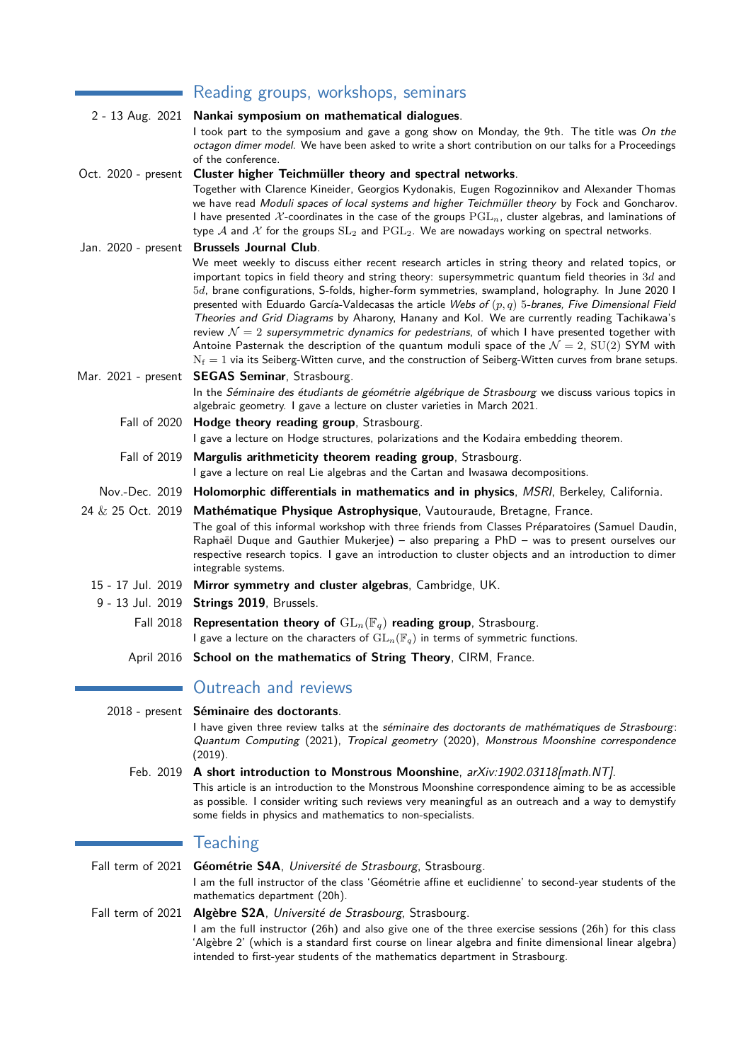## Reading groups, workshops, seminars

**2 - 13 Aug. 2021** — **Nankai symposium on mathematical dialogues**.
I took part to the symposium and gave a gong show on Monday, the 9th. The title was *On the octagon dimer model*. We have been asked to write a short contribution on our talks for a Proceedings of the conference.

**Oct. 2020 - present** — **Cluster higher Teichmüller theory and spectral networks**.
Together with Clarence Kineider, Georgios Kydonakis, Eugen Rogozinnikov and Alexander Thomas we have read *Moduli spaces of local systems and higher Teichmüller theory* by Fock and Goncharov. I have presented $\mathcal{X}$-coordinates in the case of the groups $\mathrm{PGL}_n$, cluster algebras, and laminations of type $\mathcal{A}$ and $\mathcal{X}$ for the groups $\mathrm{SL}_2$ and $\mathrm{PGL}_2$. We are nowadays working on spectral networks.

**Jan. 2020 - present** — **Brussels Journal Club**.
We meet weekly to discuss either recent research articles in string theory and related topics, or important topics in field theory and string theory: supersymmetric quantum field theories in $3d$ and $5d$, brane configurations, S-folds, higher-form symmetries, swampland, holography. In June 2020 I presented with Eduardo García-Valdecasas the article *Webs of $(p,q)$ 5-branes, Five Dimensional Field Theories and Grid Diagrams* by Aharony, Hanany and Kol. We are currently reading Tachikawa's review *$\mathcal{N}=2$ supersymmetric dynamics for pedestrians*, of which I have presented together with Antoine Pasternak the description of the quantum moduli space of the $\mathcal{N}=2$, $\mathrm{SU}(2)$ SYM with $\mathrm{N}_\mathrm{f}=1$ via its Seiberg-Witten curve, and the construction of Seiberg-Witten curves from brane setups.

**Mar. 2021 - present** — **SEGAS Seminar**, Strasbourg.
In the *Séminaire des étudiants de géométrie algébrique de Strasbourg* we discuss various topics in algebraic geometry. I gave a lecture on cluster varieties in March 2021.

**Fall of 2020** — **Hodge theory reading group**, Strasbourg.
I gave a lecture on Hodge structures, polarizations and the Kodaira embedding theorem.

**Fall of 2019** — **Margulis arithmeticity theorem reading group**, Strasbourg.
I gave a lecture on real Lie algebras and the Cartan and Iwasawa decompositions.

**Nov.-Dec. 2019** — **Holomorphic differentials in mathematics and in physics**, *MSRI*, Berkeley, California.

**24 & 25 Oct. 2019** — **Mathématique Physique Astrophysique**, Vautouraude, Bretagne, France.
The goal of this informal workshop with three friends from Classes Préparatoires (Samuel Daudin, Raphaël Duque and Gauthier Mukerjee) – also preparing a PhD – was to present ourselves our respective research topics. I gave an introduction to cluster objects and an introduction to dimer integrable systems.

**15 - 17 Jul. 2019** — **Mirror symmetry and cluster algebras**, Cambridge, UK.

**9 - 13 Jul. 2019** — **Strings 2019**, Brussels.

**Fall 2018** — **Representation theory of $\mathrm{GL}_n(\mathbb{F}_q)$ reading group**, Strasbourg.
I gave a lecture on the characters of $\mathrm{GL}_n(\mathbb{F}_q)$ in terms of symmetric functions.

**April 2016** — **School on the mathematics of String Theory**, CIRM, France.

## Outreach and reviews

**2018 - present** — **Séminaire des doctorants**.
I have given three review talks at the *séminaire des doctorants de mathématiques de Strasbourg*: *Quantum Computing* (2021), *Tropical geometry* (2020), *Monstrous Moonshine correspondence* (2019).

**Feb. 2019** — **A short introduction to Monstrous Moonshine**, *arXiv:1902.03118[math.NT]*.
This article is an introduction to the Monstrous Moonshine correspondence aiming to be as accessible as possible. I consider writing such reviews very meaningful as an outreach and a way to demystify some fields in physics and mathematics to non-specialists.

## Teaching

**Fall term of 2021** — **Géométrie S4A**, *Université de Strasbourg*, Strasbourg.
I am the full instructor of the class 'Géométrie affine et euclidienne' to second-year students of the mathematics department (20h).

**Fall term of 2021** — **Algèbre S2A**, *Université de Strasbourg*, Strasbourg.
I am the full instructor (26h) and also give one of the three exercise sessions (26h) for this class 'Algèbre 2' (which is a standard first course on linear algebra and finite dimensional linear algebra) intended to first-year students of the mathematics department in Strasbourg.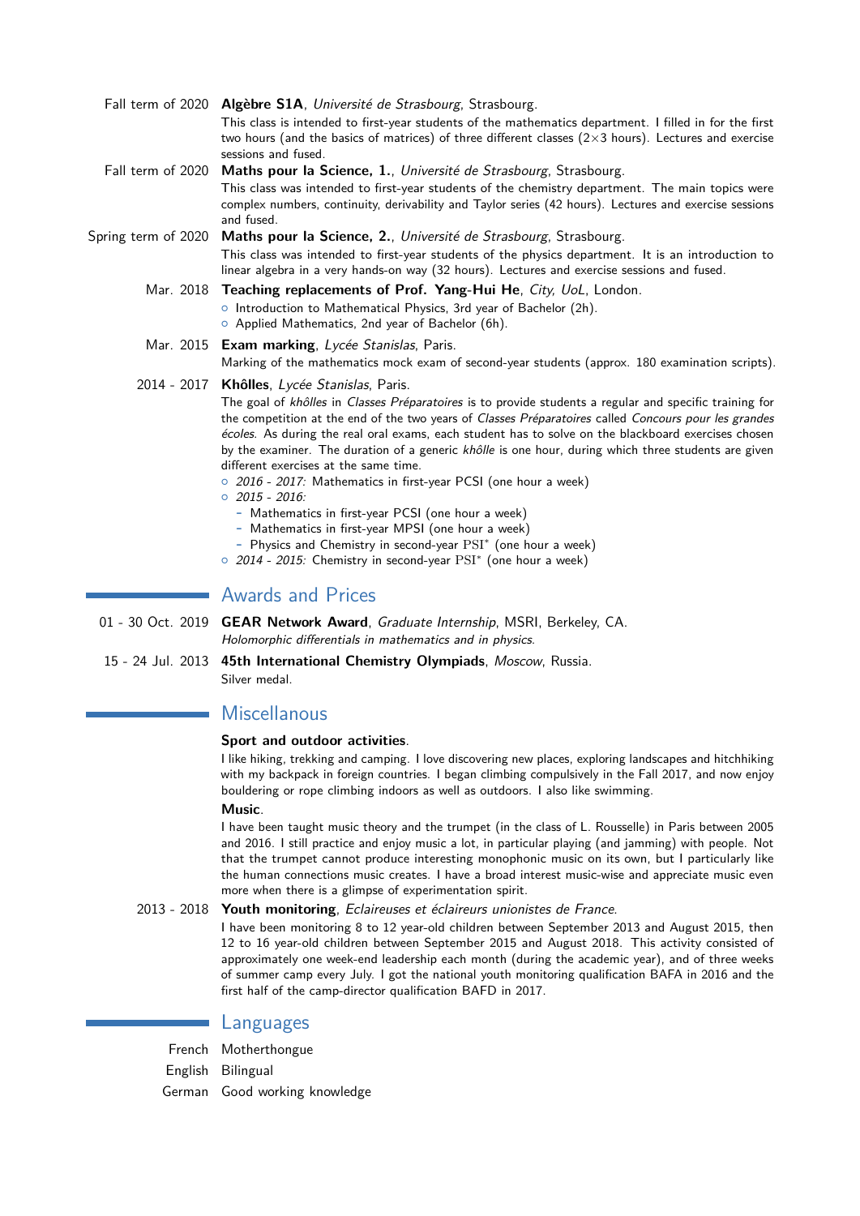Fall term of 2020 **Algèbre S1A**, *Université de Strasbourg*, Strasbourg.
This class is intended to first-year students of the mathematics department. I filled in for the first two hours (and the basics of matrices) of three different classes ($2 \times 3$ hours). Lectures and exercise sessions and fused.

Fall term of 2020 **Maths pour la Science, 1.**, *Université de Strasbourg*, Strasbourg.
This class was intended to first-year students of the chemistry department. The main topics were complex numbers, continuity, derivability and Taylor series (42 hours). Lectures and exercise sessions and fused.

Spring term of 2020 **Maths pour la Science, 2.**, *Université de Strasbourg*, Strasbourg.
This class was intended to first-year students of the physics department. It is an introduction to linear algebra in a very hands-on way (32 hours). Lectures and exercise sessions and fused.

Mar. 2018 **Teaching replacements of Prof. Yang-Hui He**, *City, UoL*, London.

- Introduction to Mathematical Physics, 3rd year of Bachelor (2h).
- Applied Mathematics, 2nd year of Bachelor (6h).

Mar. 2015 **Exam marking**, *Lycée Stanislas*, Paris.
Marking of the mathematics mock exam of second-year students (approx. 180 examination scripts).

2014 - 2017 **Khôlles**, *Lycée Stanislas*, Paris.
The goal of *khôlles* in *Classes Préparatoires* is to provide students a regular and specific training for the competition at the end of the two years of *Classes Préparatoires* called *Concours pour les grandes écoles*. As during the real oral exams, each student has to solve on the blackboard exercises chosen by the examiner. The duration of a generic *khôlle* is one hour, during which three students are given different exercises at the same time.

- *2016 - 2017:* Mathematics in first-year PCSI (one hour a week)
- *2015 - 2016:*
  - Mathematics in first-year PCSI (one hour a week)
  - Mathematics in first-year MPSI (one hour a week)
  - Physics and Chemistry in second-year $\mathrm{PSI}^*$ (one hour a week)
- *2014 - 2015:* Chemistry in second-year $\mathrm{PSI}^*$ (one hour a week)

## Awards and Prices

01 - 30 Oct. 2019 **GEAR Network Award**, *Graduate Internship*, MSRI, Berkeley, CA.
*Holomorphic differentials in mathematics and in physics.*

15 - 24 Jul. 2013 **45th International Chemistry Olympiads**, *Moscow*, Russia.
Silver medal.

## Miscellanous

**Sport and outdoor activities.**
I like hiking, trekking and camping. I love discovering new places, exploring landscapes and hitchhiking with my backpack in foreign countries. I began climbing compulsively in the Fall 2017, and now enjoy bouldering or rope climbing indoors as well as outdoors. I also like swimming.

**Music.**
I have been taught music theory and the trumpet (in the class of L. Rousselle) in Paris between 2005 and 2016. I still practice and enjoy music a lot, in particular playing (and jamming) with people. Not that the trumpet cannot produce interesting monophonic music on its own, but I particularly like the human connections music creates. I have a broad interest music-wise and appreciate music even more when there is a glimpse of experimentation spirit.

2013 - 2018 **Youth monitoring**, *Eclaireuses et éclaireurs unionistes de France*.
I have been monitoring 8 to 12 year-old children between September 2013 and August 2015, then 12 to 16 year-old children between September 2015 and August 2018. This activity consisted of approximately one week-end leadership each month (during the academic year), and of three weeks of summer camp every July. I got the national youth monitoring qualification BAFA in 2016 and the first half of the camp-director qualification BAFD in 2017.

## Languages

French Motherthongue

English Bilingual

German Good working knowledge